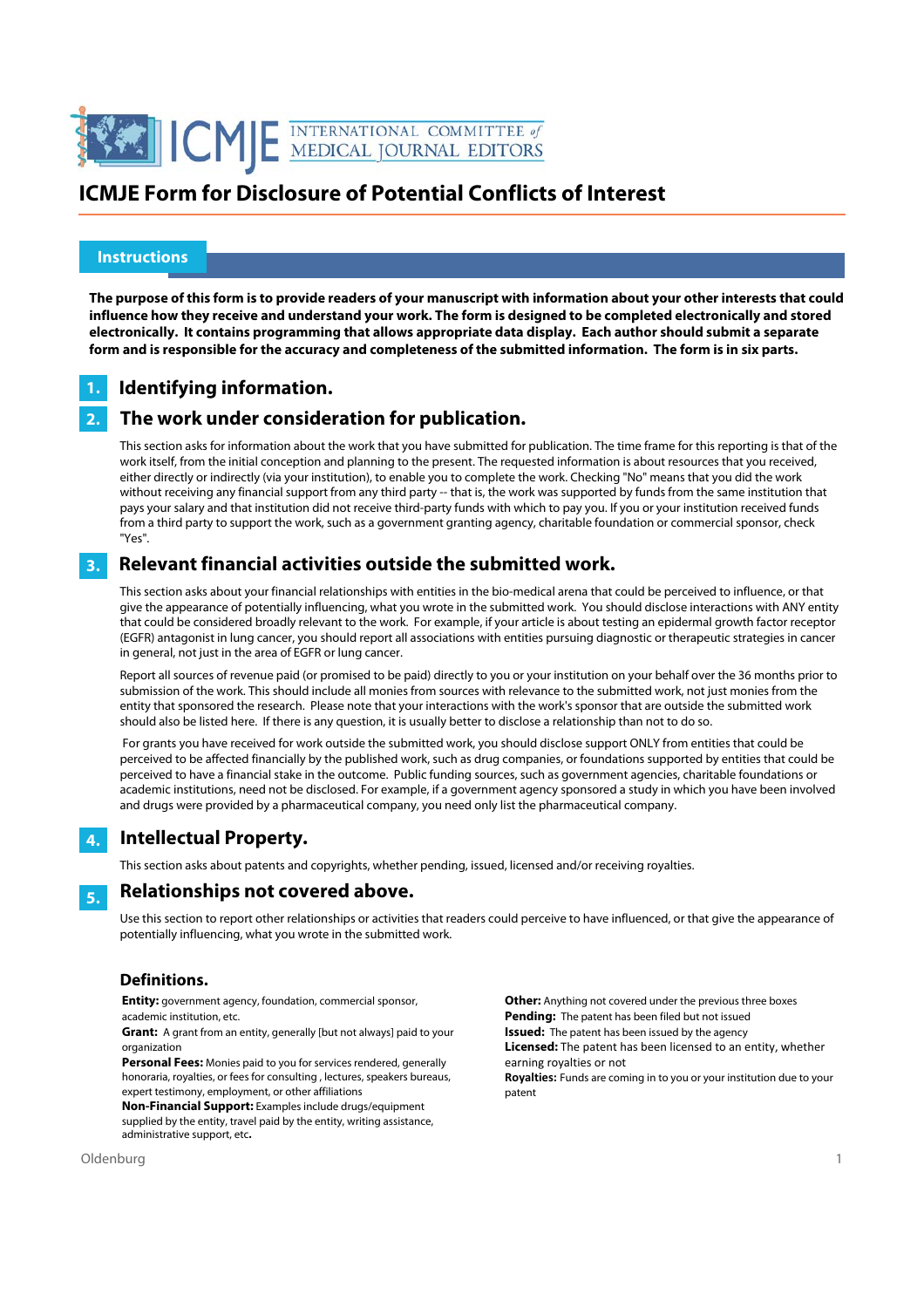# ICMJE Form for Disclosure of Potential Conflicts of Interest

## Instructions

**The purpose of this form is to provide readers of your manuscript with information about your other interests that could influence how they receive and understand your work. The form is designed to be completed electronically and stored electronically. It contains programming that allows appropriate data display. Each author should submit a separate form and is responsible for the accuracy and completeness of the submitted information. The form is in six parts.**

### 1. Identifying information.

### 2. The work under consideration for publication.

This section asks for information about the work that you have submitted for publication. The time frame for this reporting is that of the work itself, from the initial conception and planning to the present. The requested information is about resources that you received, either directly or indirectly (via your institution), to enable you to complete the work. Checking "No" means that you did the work without receiving any financial support from any third party -- that is, the work was supported by funds from the same institution that pays your salary and that institution did not receive third-party funds with which to pay you. If you or your institution received funds from a third party to support the work, such as a government granting agency, charitable foundation or commercial sponsor, check "Yes".

### 3. Relevant financial activities outside the submitted work.

This section asks about your financial relationships with entities in the bio-medical arena that could be perceived to influence, or that give the appearance of potentially influencing, what you wrote in the submitted work. You should disclose interactions with ANY entity that could be considered broadly relevant to the work. For example, if your article is about testing an epidermal growth factor receptor (EGFR) antagonist in lung cancer, you should report all associations with entities pursuing diagnostic or therapeutic strategies in cancer in general, not just in the area of EGFR or lung cancer.

Report all sources of revenue paid (or promised to be paid) directly to you or your institution on your behalf over the 36 months prior to submission of the work. This should include all monies from sources with relevance to the submitted work, not just monies from the entity that sponsored the research. Please note that your interactions with the work's sponsor that are outside the submitted work should also be listed here. If there is any question, it is usually better to disclose a relationship than not to do so.

For grants you have received for work outside the submitted work, you should disclose support ONLY from entities that could be perceived to be affected financially by the published work, such as drug companies, or foundations supported by entities that could be perceived to have a financial stake in the outcome. Public funding sources, such as government agencies, charitable foundations or academic institutions, need not be disclosed. For example, if a government agency sponsored a study in which you have been involved and drugs were provided by a pharmaceutical company, you need only list the pharmaceutical company.

### 4. Intellectual Property.

This section asks about patents and copyrights, whether pending, issued, licensed and/or receiving royalties.

### 5. Relationships not covered above.

Use this section to report other relationships or activities that readers could perceive to have influenced, or that give the appearance of potentially influencing, what you wrote in the submitted work.

### Definitions.

**Entity:** government agency, foundation, commercial sponsor, academic institution, etc.

**Grant:** A grant from an entity, generally [but not always] paid to your organization

**Personal Fees:** Monies paid to you for services rendered, generally honoraria, royalties, or fees for consulting , lectures, speakers bureaus, expert testimony, employment, or other affiliations

**Non-Financial Support:** Examples include drugs/equipment supplied by the entity, travel paid by the entity, writing assistance, administrative support, etc**.**

**Other:** Anything not covered under the previous three boxes

**Pending:** The patent has been filed but not issued

**Issued:** The patent has been issued by the agency

**Licensed:** The patent has been licensed to an entity, whether earning royalties or not

**Royalties:** Funds are coming in to you or your institution due to your patent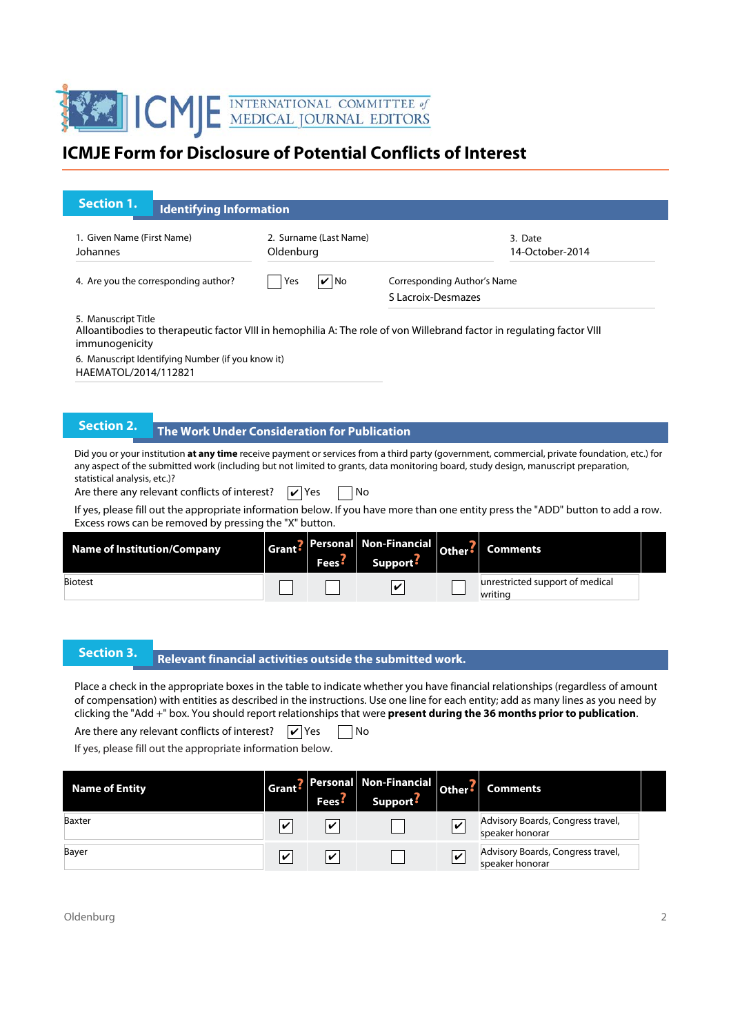INTERNATIONAL COMMITTEE of MEDICAL JOURNAL EDITORS

# ICMJE Form for Disclosure of Potential Conflicts of Interest

## Section 1. Identifying Information

1. Given Name (First Name)
Johannes

2. Surname (Last Name)
Oldenburg

3. Date
14-October-2014

4. Are you the corresponding author? ☐ Yes ☑ No

Corresponding Author's Name
S Lacroix-Desmazes

5. Manuscript Title
Alloantibodies to therapeutic factor VIII in hemophilia A: The role of von Willebrand factor in regulating factor VIII immunogenicity

6. Manuscript Identifying Number (if you know it)
HAEMATOL/2014/112821

## Section 2. The Work Under Consideration for Publication

Did you or your institution **at any time** receive payment or services from a third party (government, commercial, private foundation, etc.) for any aspect of the submitted work (including but not limited to grants, data monitoring board, study design, manuscript preparation, statistical analysis, etc.)?

Are there any relevant conflicts of interest? ☑ Yes ☐ No

If yes, please fill out the appropriate information below. If you have more than one entity press the "ADD" button to add a row. Excess rows can be removed by pressing the "X" button.

| Name of Institution/Company | Grant? | Personal Fees? | Non-Financial Support? | Other? | Comments |
|---|---|---|---|---|---|
| Biotest | ☐ | ☐ | ☑ | ☐ | unrestricted support of medical writing |

## Section 3. Relevant financial activities outside the submitted work.

Place a check in the appropriate boxes in the table to indicate whether you have financial relationships (regardless of amount of compensation) with entities as described in the instructions. Use one line for each entity; add as many lines as you need by clicking the "Add +" box. You should report relationships that were **present during the 36 months prior to publication**.

Are there any relevant conflicts of interest? ☑ Yes ☐ No

If yes, please fill out the appropriate information below.

| Name of Entity | Grant? | Personal Fees? | Non-Financial Support? | Other? | Comments |
|---|---|---|---|---|---|
| Baxter | ☑ | ☑ | ☐ | ☑ | Advisory Boards, Congress travel, speaker honorar |
| Bayer | ☑ | ☑ | ☐ | ☑ | Advisory Boards, Congress travel, speaker honorar |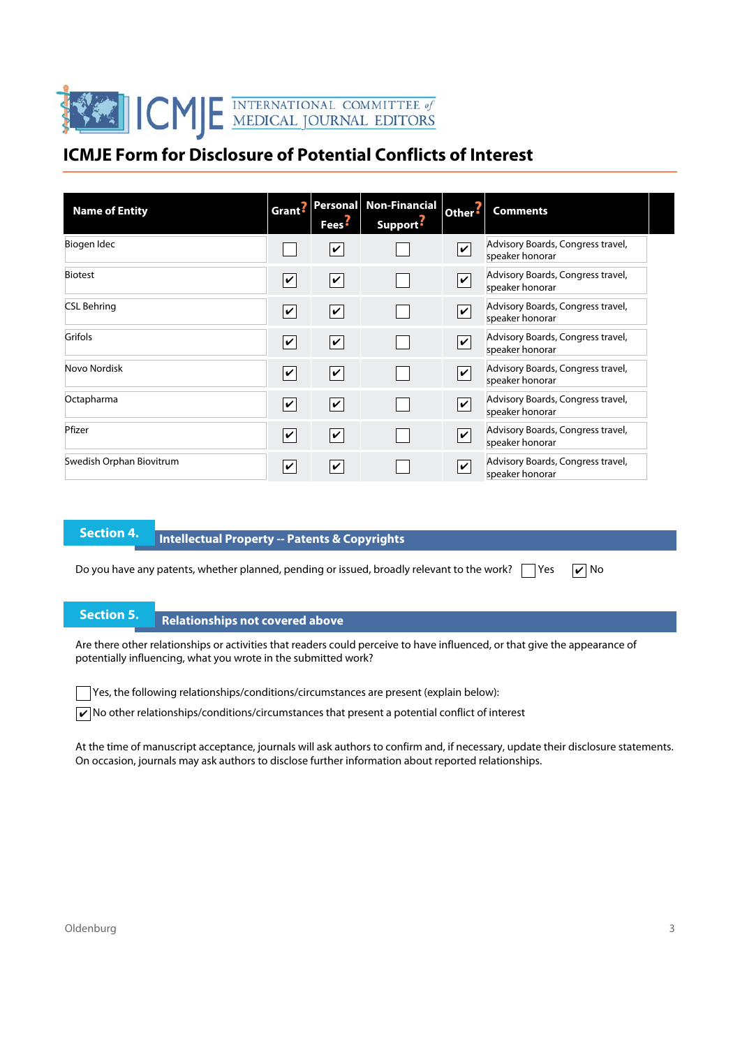# ICMJE Form for Disclosure of Potential Conflicts of Interest

| Name of Entity | Grant | Personal Fees | Non-Financial Support | Other | Comments |
|---|---|---|---|---|---|
| Biogen Idec | ☐ | ☑ | ☐ | ☑ | Advisory Boards, Congress travel, speaker honorar |
| Biotest | ☑ | ☑ | ☐ | ☑ | Advisory Boards, Congress travel, speaker honorar |
| CSL Behring | ☑ | ☑ | ☐ | ☑ | Advisory Boards, Congress travel, speaker honorar |
| Grifols | ☑ | ☑ | ☐ | ☑ | Advisory Boards, Congress travel, speaker honorar |
| Novo Nordisk | ☑ | ☑ | ☐ | ☑ | Advisory Boards, Congress travel, speaker honorar |
| Octapharma | ☑ | ☑ | ☐ | ☑ | Advisory Boards, Congress travel, speaker honorar |
| Pfizer | ☑ | ☑ | ☐ | ☑ | Advisory Boards, Congress travel, speaker honorar |
| Swedish Orphan Biovitrum | ☑ | ☑ | ☐ | ☑ | Advisory Boards, Congress travel, speaker honorar |

## Section 4. Intellectual Property -- Patents & Copyrights

Do you have any patents, whether planned, pending or issued, broadly relevant to the work? ☐ Yes ☑ No

## Section 5. Relationships not covered above

Are there other relationships or activities that readers could perceive to have influenced, or that give the appearance of potentially influencing, what you wrote in the submitted work?

☐ Yes, the following relationships/conditions/circumstances are present (explain below):

☑ No other relationships/conditions/circumstances that present a potential conflict of interest

At the time of manuscript acceptance, journals will ask authors to confirm and, if necessary, update their disclosure statements. On occasion, journals may ask authors to disclose further information about reported relationships.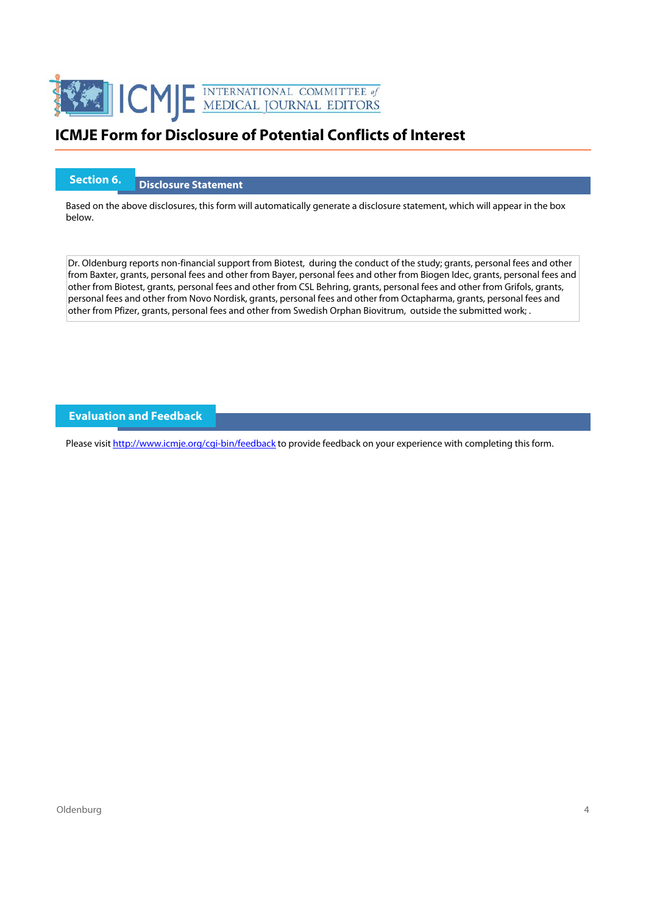# ICMJE Form for Disclosure of Potential Conflicts of Interest

## Section 6. Disclosure Statement

Based on the above disclosures, this form will automatically generate a disclosure statement, which will appear in the box below.

Dr. Oldenburg reports non-financial support from Biotest, during the conduct of the study; grants, personal fees and other from Baxter, grants, personal fees and other from Bayer, personal fees and other from Biogen Idec, grants, personal fees and other from Biotest, grants, personal fees and other from CSL Behring, grants, personal fees and other from Grifols, grants, personal fees and other from Novo Nordisk, grants, personal fees and other from Octapharma, grants, personal fees and other from Pfizer, grants, personal fees and other from Swedish Orphan Biovitrum, outside the submitted work; .

## Evaluation and Feedback

Please visit http://www.icmje.org/cgi-bin/feedback to provide feedback on your experience with completing this form.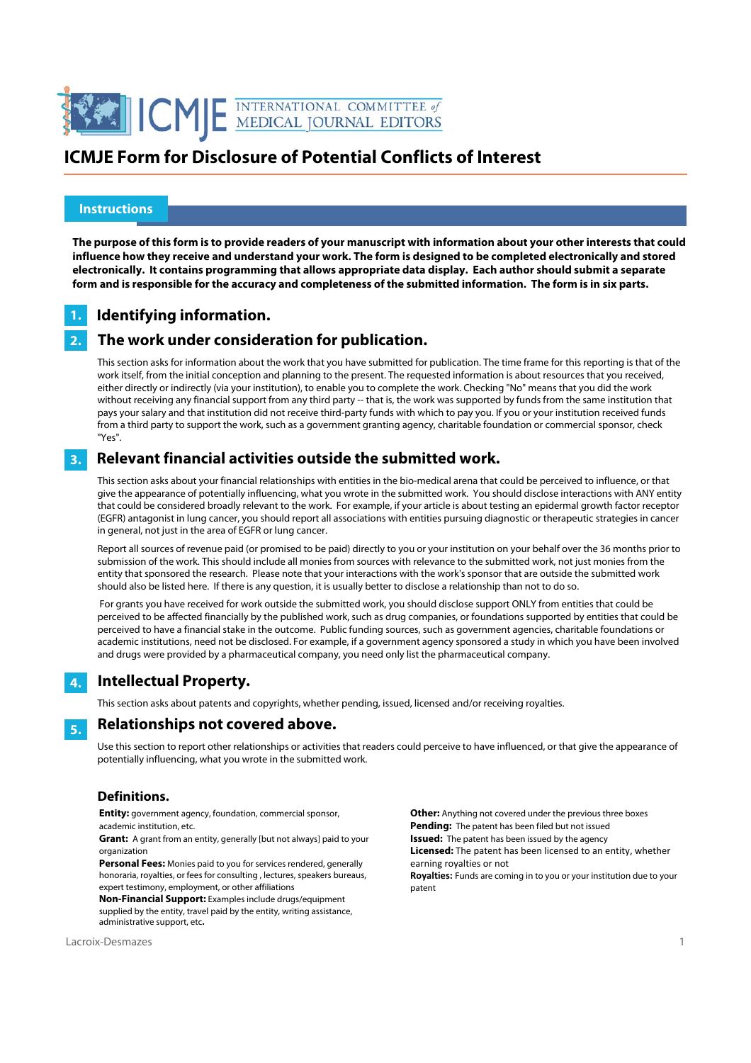# ICMJE Form for Disclosure of Potential Conflicts of Interest

## Instructions

**The purpose of this form is to provide readers of your manuscript with information about your other interests that could influence how they receive and understand your work. The form is designed to be completed electronically and stored electronically. It contains programming that allows appropriate data display. Each author should submit a separate form and is responsible for the accuracy and completeness of the submitted information. The form is in six parts.**

### 1. Identifying information.

### 2. The work under consideration for publication.

This section asks for information about the work that you have submitted for publication. The time frame for this reporting is that of the work itself, from the initial conception and planning to the present. The requested information is about resources that you received, either directly or indirectly (via your institution), to enable you to complete the work. Checking "No" means that you did the work without receiving any financial support from any third party -- that is, the work was supported by funds from the same institution that pays your salary and that institution did not receive third-party funds with which to pay you. If you or your institution received funds from a third party to support the work, such as a government granting agency, charitable foundation or commercial sponsor, check "Yes".

### 3. Relevant financial activities outside the submitted work.

This section asks about your financial relationships with entities in the bio-medical arena that could be perceived to influence, or that give the appearance of potentially influencing, what you wrote in the submitted work. You should disclose interactions with ANY entity that could be considered broadly relevant to the work. For example, if your article is about testing an epidermal growth factor receptor (EGFR) antagonist in lung cancer, you should report all associations with entities pursuing diagnostic or therapeutic strategies in cancer in general, not just in the area of EGFR or lung cancer.

Report all sources of revenue paid (or promised to be paid) directly to you or your institution on your behalf over the 36 months prior to submission of the work. This should include all monies from sources with relevance to the submitted work, not just monies from the entity that sponsored the research. Please note that your interactions with the work's sponsor that are outside the submitted work should also be listed here. If there is any question, it is usually better to disclose a relationship than not to do so.

For grants you have received for work outside the submitted work, you should disclose support ONLY from entities that could be perceived to be affected financially by the published work, such as drug companies, or foundations supported by entities that could be perceived to have a financial stake in the outcome. Public funding sources, such as government agencies, charitable foundations or academic institutions, need not be disclosed. For example, if a government agency sponsored a study in which you have been involved and drugs were provided by a pharmaceutical company, you need only list the pharmaceutical company.

### 4. Intellectual Property.

This section asks about patents and copyrights, whether pending, issued, licensed and/or receiving royalties.

### 5. Relationships not covered above.

Use this section to report other relationships or activities that readers could perceive to have influenced, or that give the appearance of potentially influencing, what you wrote in the submitted work.

### Definitions.

**Entity:** government agency, foundation, commercial sponsor, academic institution, etc.

**Grant:** A grant from an entity, generally [but not always] paid to your organization

**Personal Fees:** Monies paid to you for services rendered, generally honoraria, royalties, or fees for consulting , lectures, speakers bureaus, expert testimony, employment, or other affiliations

**Non-Financial Support:** Examples include drugs/equipment supplied by the entity, travel paid by the entity, writing assistance, administrative support, etc**.**

**Other:** Anything not covered under the previous three boxes

**Pending:** The patent has been filed but not issued

**Issued:** The patent has been issued by the agency

**Licensed:** The patent has been licensed to an entity, whether earning royalties or not

**Royalties:** Funds are coming in to you or your institution due to your patent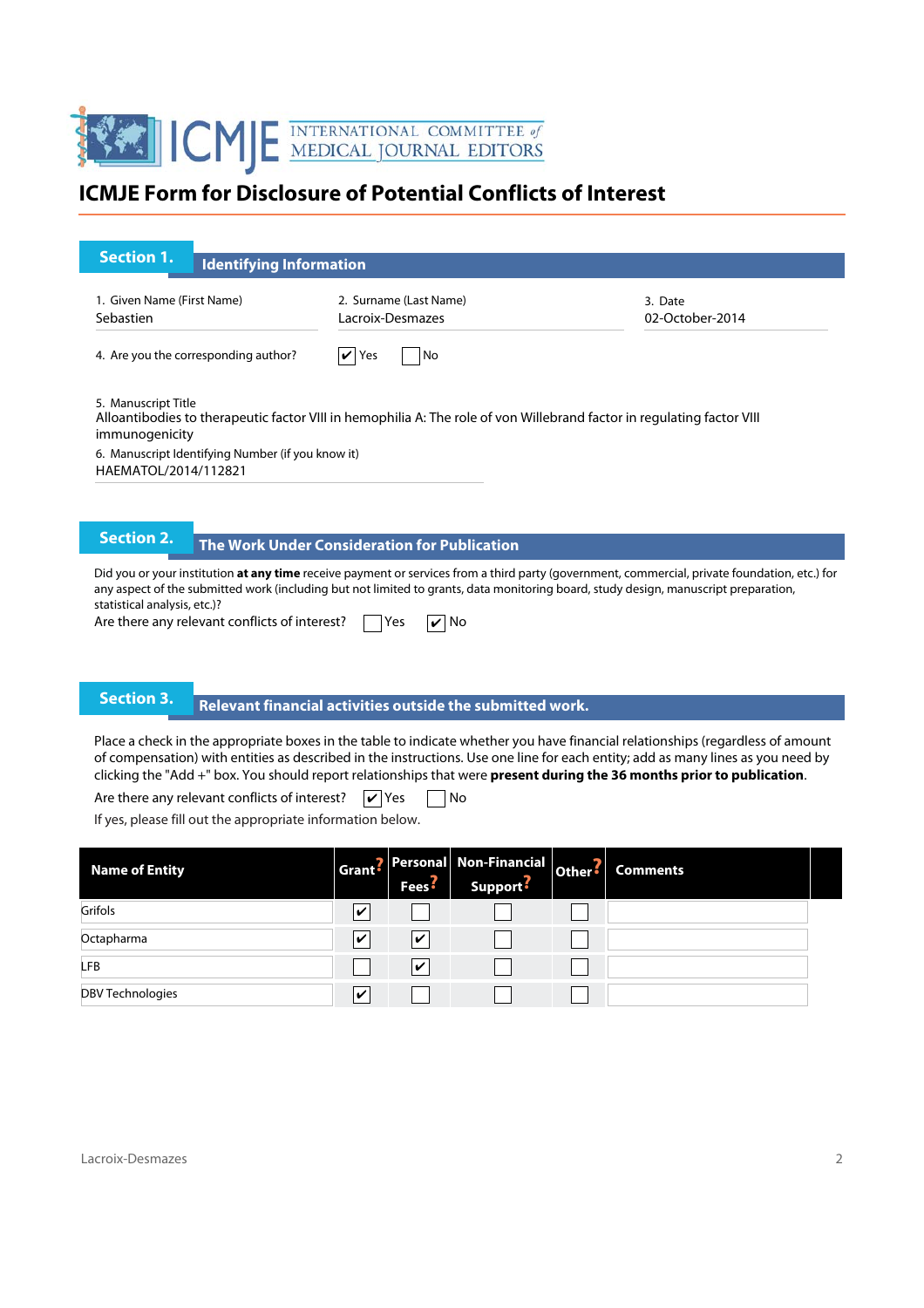# ICMJE Form for Disclosure of Potential Conflicts of Interest

## Section 1. Identifying Information

1. Given Name (First Name)
Sebastien

2. Surname (Last Name)
Lacroix-Desmazes

3. Date
02-October-2014

4. Are you the corresponding author? ☑ Yes ☐ No

5. Manuscript Title
Alloantibodies to therapeutic factor VIII in hemophilia A: The role of von Willebrand factor in regulating factor VIII immunogenicity

6. Manuscript Identifying Number (if you know it)
HAEMATOL/2014/112821

## Section 2. The Work Under Consideration for Publication

Did you or your institution **at any time** receive payment or services from a third party (government, commercial, private foundation, etc.) for any aspect of the submitted work (including but not limited to grants, data monitoring board, study design, manuscript preparation, statistical analysis, etc.)?

Are there any relevant conflicts of interest? ☐ Yes ☑ No

## Section 3. Relevant financial activities outside the submitted work.

Place a check in the appropriate boxes in the table to indicate whether you have financial relationships (regardless of amount of compensation) with entities as described in the instructions. Use one line for each entity; add as many lines as you need by clicking the "Add +" box. You should report relationships that were **present during the 36 months prior to publication**.

Are there any relevant conflicts of interest? ☑ Yes ☐ No

If yes, please fill out the appropriate information below.

| Name of Entity | Grant | Personal Fees | Non-Financial Support | Other | Comments |
|---|---|---|---|---|---|
| Grifols | ☑ | ☐ | ☐ | ☐ | |
| Octapharma | ☑ | ☑ | ☐ | ☐ | |
| LFB | ☐ | ☑ | ☐ | ☐ | |
| DBV Technologies | ☑ | ☐ | ☐ | ☐ | |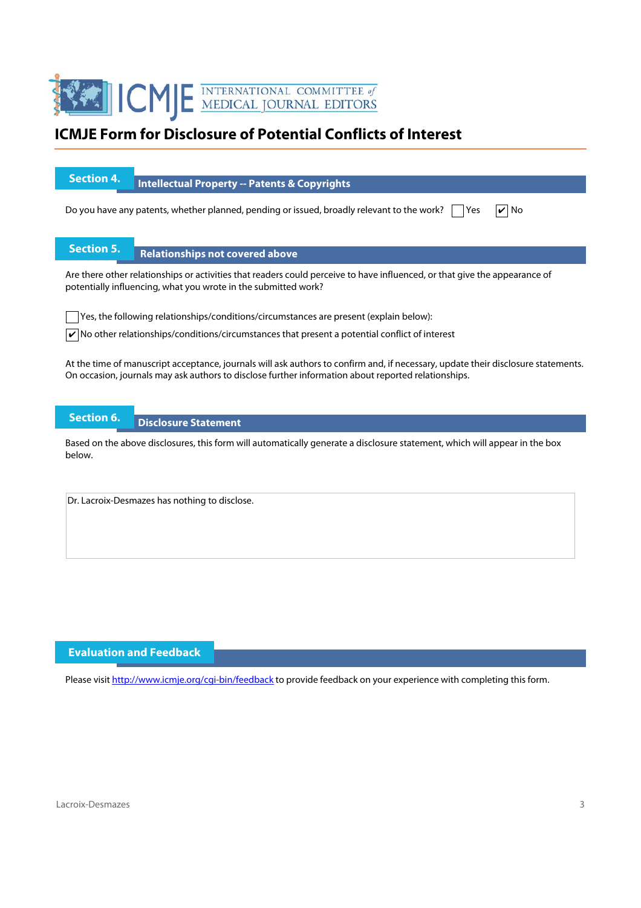# ICMJE Form for Disclosure of Potential Conflicts of Interest

## Section 4. Intellectual Property -- Patents & Copyrights

Do you have any patents, whether planned, pending or issued, broadly relevant to the work? ☐ Yes ☑ No

## Section 5. Relationships not covered above

Are there other relationships or activities that readers could perceive to have influenced, or that give the appearance of potentially influencing, what you wrote in the submitted work?

☐ Yes, the following relationships/conditions/circumstances are present (explain below):

☑ No other relationships/conditions/circumstances that present a potential conflict of interest

At the time of manuscript acceptance, journals will ask authors to confirm and, if necessary, update their disclosure statements. On occasion, journals may ask authors to disclose further information about reported relationships.

## Section 6. Disclosure Statement

Based on the above disclosures, this form will automatically generate a disclosure statement, which will appear in the box below.

Dr. Lacroix-Desmazes has nothing to disclose.

## Evaluation and Feedback

Please visit http://www.icmje.org/cgi-bin/feedback to provide feedback on your experience with completing this form.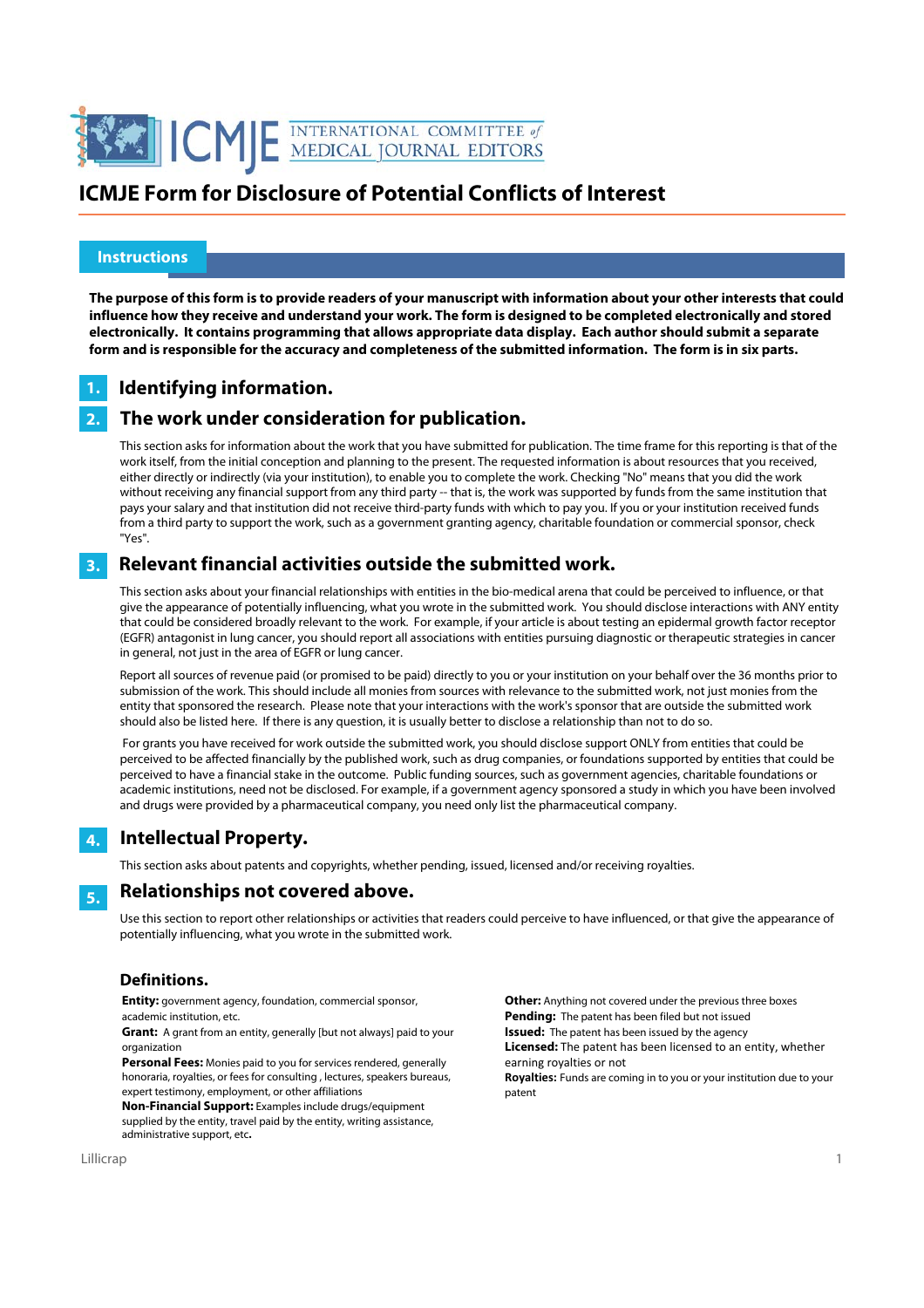# ICMJE Form for Disclosure of Potential Conflicts of Interest

## Instructions

**The purpose of this form is to provide readers of your manuscript with information about your other interests that could influence how they receive and understand your work. The form is designed to be completed electronically and stored electronically. It contains programming that allows appropriate data display. Each author should submit a separate form and is responsible for the accuracy and completeness of the submitted information. The form is in six parts.**

### 1. Identifying information.

### 2. The work under consideration for publication.

This section asks for information about the work that you have submitted for publication. The time frame for this reporting is that of the work itself, from the initial conception and planning to the present. The requested information is about resources that you received, either directly or indirectly (via your institution), to enable you to complete the work. Checking "No" means that you did the work without receiving any financial support from any third party -- that is, the work was supported by funds from the same institution that pays your salary and that institution did not receive third-party funds with which to pay you. If you or your institution received funds from a third party to support the work, such as a government granting agency, charitable foundation or commercial sponsor, check "Yes".

### 3. Relevant financial activities outside the submitted work.

This section asks about your financial relationships with entities in the bio-medical arena that could be perceived to influence, or that give the appearance of potentially influencing, what you wrote in the submitted work. You should disclose interactions with ANY entity that could be considered broadly relevant to the work. For example, if your article is about testing an epidermal growth factor receptor (EGFR) antagonist in lung cancer, you should report all associations with entities pursuing diagnostic or therapeutic strategies in cancer in general, not just in the area of EGFR or lung cancer.

Report all sources of revenue paid (or promised to be paid) directly to you or your institution on your behalf over the 36 months prior to submission of the work. This should include all monies from sources with relevance to the submitted work, not just monies from the entity that sponsored the research. Please note that your interactions with the work's sponsor that are outside the submitted work should also be listed here. If there is any question, it is usually better to disclose a relationship than not to do so.

For grants you have received for work outside the submitted work, you should disclose support ONLY from entities that could be perceived to be affected financially by the published work, such as drug companies, or foundations supported by entities that could be perceived to have a financial stake in the outcome. Public funding sources, such as government agencies, charitable foundations or academic institutions, need not be disclosed. For example, if a government agency sponsored a study in which you have been involved and drugs were provided by a pharmaceutical company, you need only list the pharmaceutical company.

### 4. Intellectual Property.

This section asks about patents and copyrights, whether pending, issued, licensed and/or receiving royalties.

### 5. Relationships not covered above.

Use this section to report other relationships or activities that readers could perceive to have influenced, or that give the appearance of potentially influencing, what you wrote in the submitted work.

### Definitions.

**Entity:** government agency, foundation, commercial sponsor, academic institution, etc.

**Grant:** A grant from an entity, generally [but not always] paid to your organization

**Personal Fees:** Monies paid to you for services rendered, generally honoraria, royalties, or fees for consulting , lectures, speakers bureaus, expert testimony, employment, or other affiliations

**Non-Financial Support:** Examples include drugs/equipment supplied by the entity, travel paid by the entity, writing assistance, administrative support, etc**.**

**Other:** Anything not covered under the previous three boxes

**Pending:** The patent has been filed but not issued

**Issued:** The patent has been issued by the agency

**Licensed:** The patent has been licensed to an entity, whether earning royalties or not

**Royalties:** Funds are coming in to you or your institution due to your patent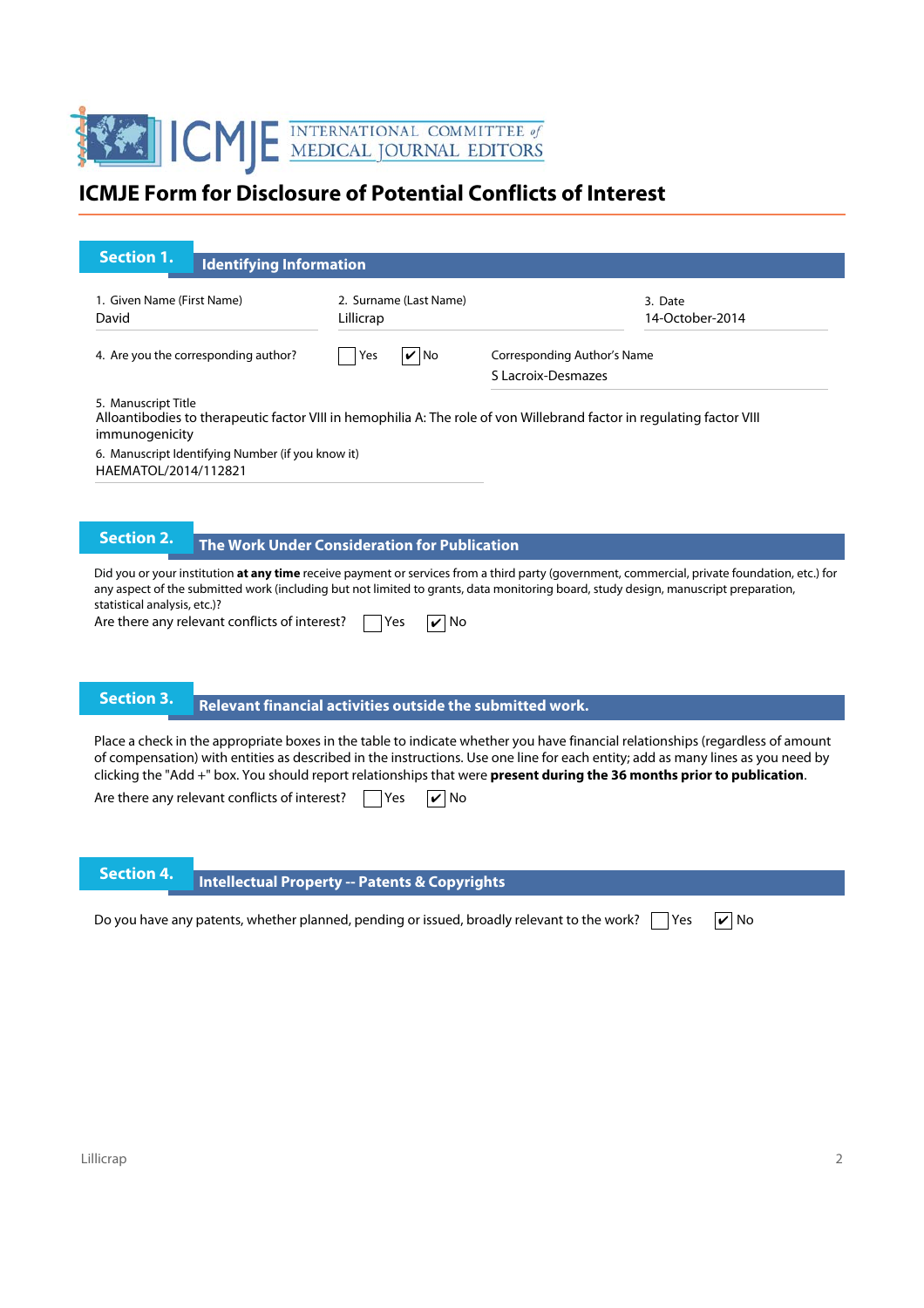# ICMJE Form for Disclosure of Potential Conflicts of Interest

## Section 1. Identifying Information

1. Given Name (First Name)
David

2. Surname (Last Name)
Lillicrap

3. Date
14-October-2014

4. Are you the corresponding author? ☐ Yes ☑ No

Corresponding Author's Name
S Lacroix-Desmazes

5. Manuscript Title
Alloantibodies to therapeutic factor VIII in hemophilia A: The role of von Willebrand factor in regulating factor VIII immunogenicity

6. Manuscript Identifying Number (if you know it)
HAEMATOL/2014/112821

## Section 2. The Work Under Consideration for Publication

Did you or your institution **at any time** receive payment or services from a third party (government, commercial, private foundation, etc.) for any aspect of the submitted work (including but not limited to grants, data monitoring board, study design, manuscript preparation, statistical analysis, etc.)?

Are there any relevant conflicts of interest? ☐ Yes ☑ No

## Section 3. Relevant financial activities outside the submitted work.

Place a check in the appropriate boxes in the table to indicate whether you have financial relationships (regardless of amount of compensation) with entities as described in the instructions. Use one line for each entity; add as many lines as you need by clicking the "Add +" box. You should report relationships that were **present during the 36 months prior to publication**.

Are there any relevant conflicts of interest? ☐ Yes ☑ No

## Section 4. Intellectual Property -- Patents & Copyrights

Do you have any patents, whether planned, pending or issued, broadly relevant to the work? ☐ Yes ☑ No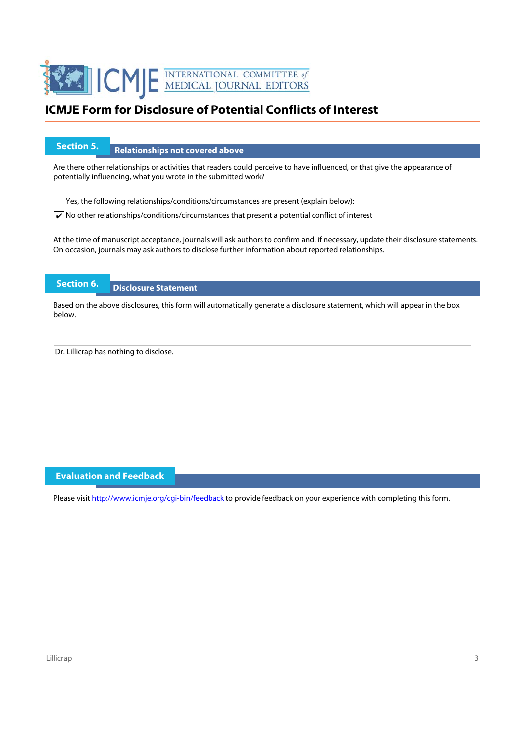# ICMJE Form for Disclosure of Potential Conflicts of Interest

## Section 5. Relationships not covered above

Are there other relationships or activities that readers could perceive to have influenced, or that give the appearance of potentially influencing, what you wrote in the submitted work?

☐ Yes, the following relationships/conditions/circumstances are present (explain below):

☑ No other relationships/conditions/circumstances that present a potential conflict of interest

At the time of manuscript acceptance, journals will ask authors to confirm and, if necessary, update their disclosure statements. On occasion, journals may ask authors to disclose further information about reported relationships.

## Section 6. Disclosure Statement

Based on the above disclosures, this form will automatically generate a disclosure statement, which will appear in the box below.

Dr. Lillicrap has nothing to disclose.

## Evaluation and Feedback

Please visit http://www.icmje.org/cgi-bin/feedback to provide feedback on your experience with completing this form.